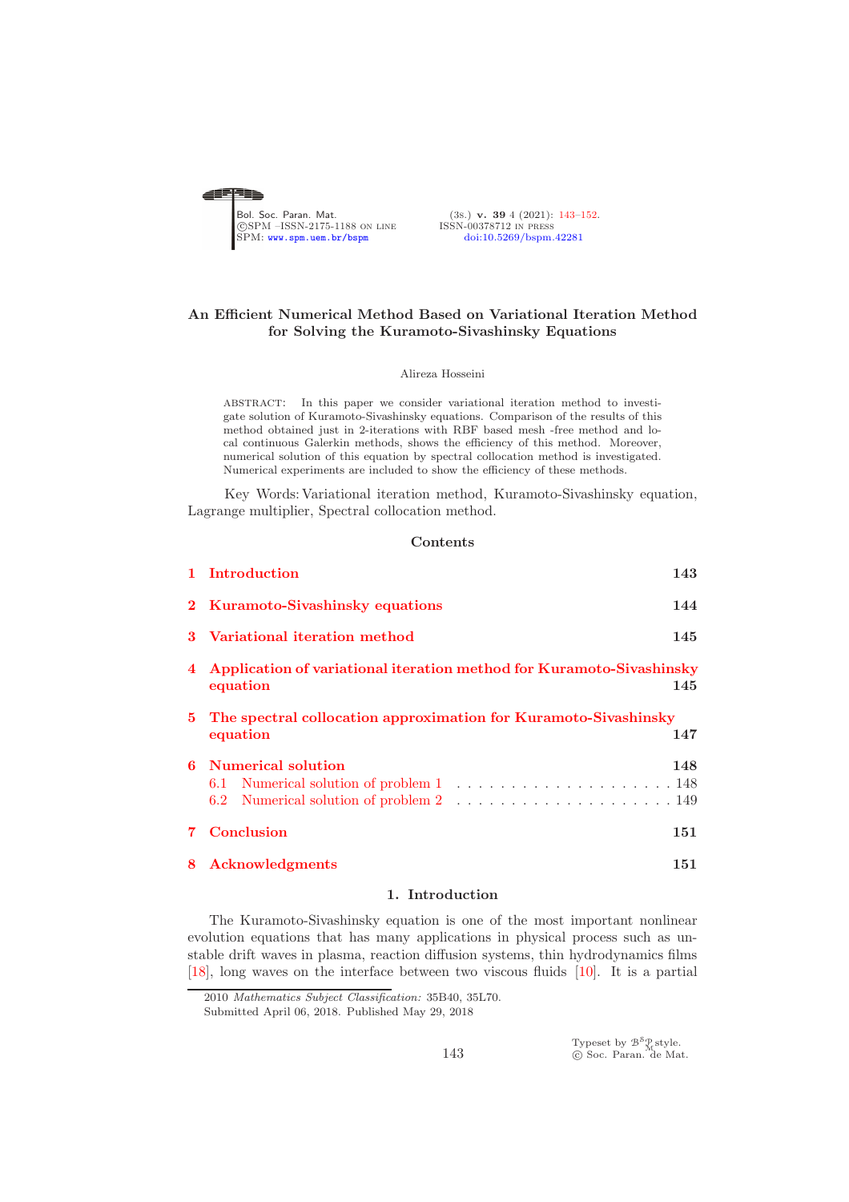# An Efficient Numerical Method Based on Variational Iteration Method for Solving the Kuramoto-Sivashinsky Equations

Alireza Hosseini

ABSTRACT: In this paper we consider variational iteration method to investigate solution of Kuramoto-Sivashinsky equations. Comparison of the results of this method obtained just in 2-iterations with RBF based mesh -free method and local continuous Galerkin methods, shows the efficiency of this method. Moreover, numerical solution of this equation by spectral collocation method is investigated. Numerical experiments are included to show the efficiency of these methods.

Key Words: Variational iteration method, Kuramoto-Sivashinsky equation, Lagrange multiplier, Spectral collocation method.

## Contents

| | |
|---|---|
| **1 Introduction** | **143** |
| **2 Kuramoto-Sivashinsky equations** | **144** |
| **3 Variational iteration method** | **145** |
| **4 Application of variational iteration method for Kuramoto-Sivashinsky equation** | **145** |
| **5 The spectral collocation approximation for Kuramoto-Sivashinsky equation** | **147** |
| **6 Numerical solution** | **148** |
| 6.1 Numerical solution of problem 1 | 148 |
| 6.2 Numerical solution of problem 2 | 149 |
| **7 Conclusion** | **151** |
| **8 Acknowledgments** | **151** |

## 1. Introduction

The Kuramoto-Sivashinsky equation is one of the most important nonlinear evolution equations that has many applications in physical process such as unstable drift waves in plasma, reaction diffusion systems, thin hydrodynamics films [18], long waves on the interface between two viscous fluids [10]. It is a partial

2010 *Mathematics Subject Classification:* 35B40, 35L70.
Submitted April 06, 2018. Published May 29, 2018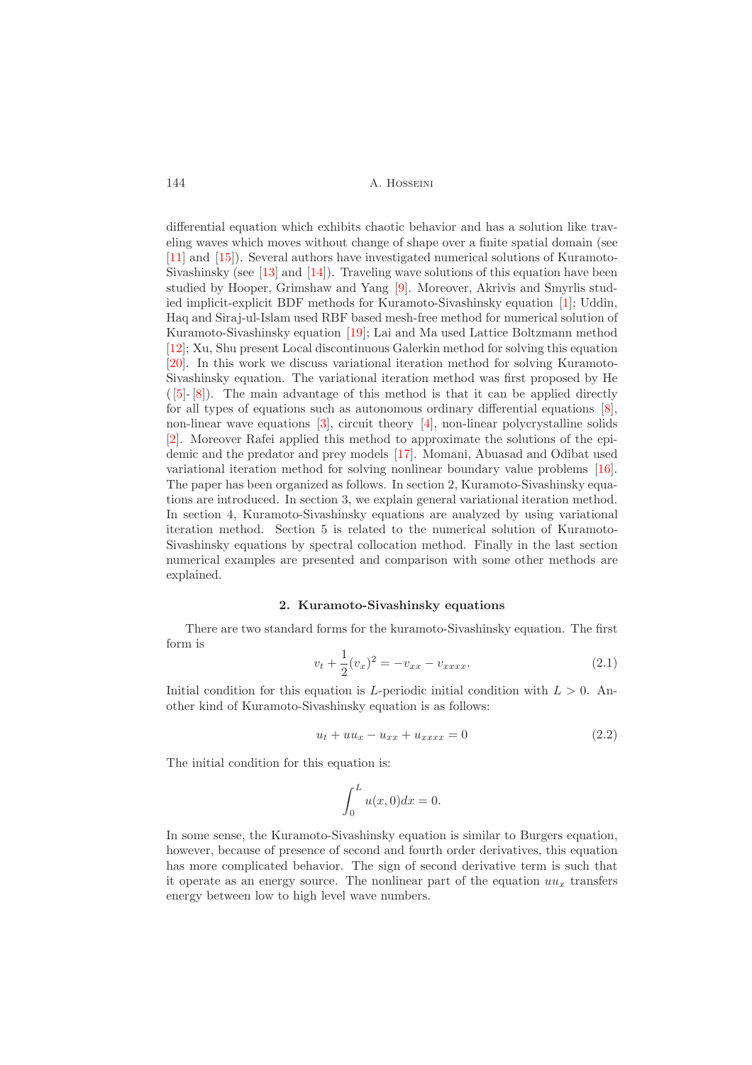differential equation which exhibits chaotic behavior and has a solution like traveling waves which moves without change of shape over a finite spatial domain (see [11] and [15]). Several authors have investigated numerical solutions of Kuramoto-Sivashinsky (see [13] and [14]). Traveling wave solutions of this equation have been studied by Hooper, Grimshaw and Yang [9]. Moreover, Akrivis and Smyrlis studied implicit-explicit BDF methods for Kuramoto-Sivashinsky equation [1]; Uddin, Haq and Siraj-ul-Islam used RBF based mesh-free method for numerical solution of Kuramoto-Sivashinsky equation [19]; Lai and Ma used Lattice Boltzmann method [12]; Xu, Shu present Local discontinuous Galerkin method for solving this equation [20]. In this work we discuss variational iteration method for solving Kuramoto-Sivashinsky equation. The variational iteration method was first proposed by He ([5]-[8]). The main advantage of this method is that it can be applied directly for all types of equations such as autonomous ordinary differential equations [8], non-linear wave equations [3], circuit theory [4], non-linear polycrystalline solids [2]. Moreover Rafei applied this method to approximate the solutions of the epidemic and the predator and prey models [17]. Momani, Abuasad and Odibat used variational iteration method for solving nonlinear boundary value problems [16]. The paper has been organized as follows. In section 2, Kuramoto-Sivashinsky equations are introduced. In section 3, we explain general variational iteration method. In section 4, Kuramoto-Sivashinsky equations are analyzed by using variational iteration method. Section 5 is related to the numerical solution of Kuramoto-Sivashinsky equations by spectral collocation method. Finally in the last section numerical examples are presented and comparison with some other methods are explained.

## 2. Kuramoto-Sivashinsky equations

There are two standard forms for the kuramoto-Sivashinsky equation. The first form is

$$v_t + \frac{1}{2}(v_x)^2 = -v_{xx} - v_{xxxx}. \tag{2.1}$$

Initial condition for this equation is $L$-periodic initial condition with $L > 0$. Another kind of Kuramoto-Sivashinsky equation is as follows:

$$u_t + uu_x - u_{xx} + u_{xxxx} = 0 \tag{2.2}$$

The initial condition for this equation is:

$$\int_0^L u(x,0)dx = 0.$$

In some sense, the Kuramoto-Sivashinsky equation is similar to Burgers equation, however, because of presence of second and fourth order derivatives, this equation has more complicated behavior. The sign of second derivative term is such that it operate as an energy source. The nonlinear part of the equation $uu_x$ transfers energy between low to high level wave numbers.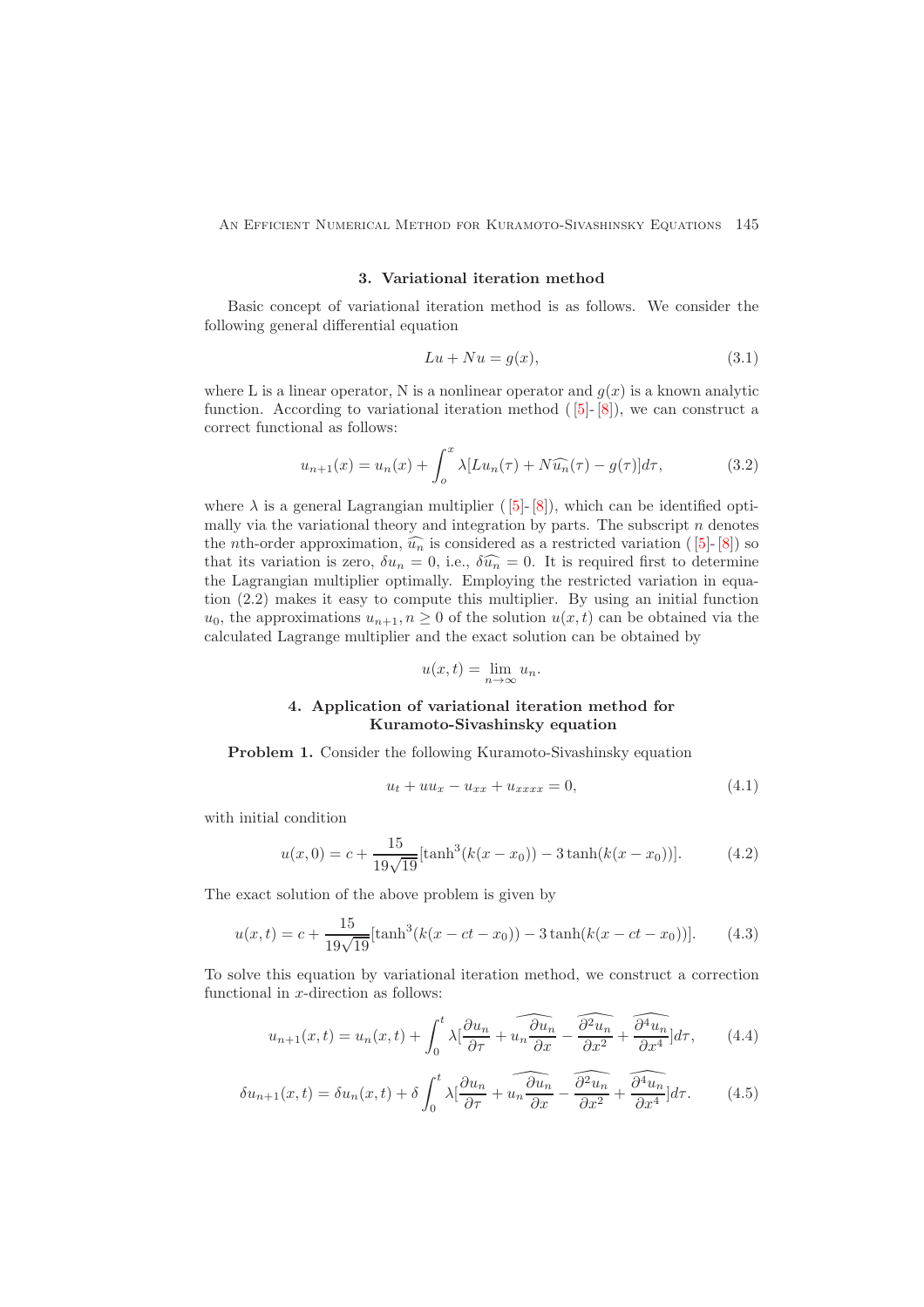## 3. Variational iteration method

Basic concept of variational iteration method is as follows. We consider the following general differential equation

$$Lu + Nu = g(x), \tag{3.1}$$

where L is a linear operator, N is a nonlinear operator and $g(x)$ is a known analytic function. According to variational iteration method ( [5]- [8]), we can construct a correct functional as follows:

$$u_{n+1}(x) = u_n(x) + \int_o^x \lambda[Lu_n(\tau) + N\widehat{u_n}(\tau) - g(\tau)]d\tau, \tag{3.2}$$

where $\lambda$ is a general Lagrangian multiplier ( [5]- [8]), which can be identified optimally via the variational theory and integration by parts. The subscript $n$ denotes the $n$th-order approximation, $\widehat{u_n}$ is considered as a restricted variation ( [5]- [8]) so that its variation is zero, $\delta u_n = 0$, i.e., $\delta \widehat{u_n} = 0$. It is required first to determine the Lagrangian multiplier optimally. Employing the restricted variation in equation (2.2) makes it easy to compute this multiplier. By using an initial function $u_0$, the approximations $u_{n+1}, n \geq 0$ of the solution $u(x,t)$ can be obtained via the calculated Lagrange multiplier and the exact solution can be obtained by

$$u(x,t) = \lim_{n\to\infty} u_n.$$

## 4. Application of variational iteration method for Kuramoto-Sivashinsky equation

**Problem 1.** Consider the following Kuramoto-Sivashinsky equation

$$u_t + uu_x - u_{xx} + u_{xxxx} = 0, \tag{4.1}$$

with initial condition

$$u(x,0) = c + \frac{15}{19\sqrt{19}}[\tanh^3(k(x-x_0)) - 3\tanh(k(x-x_0))]. \tag{4.2}$$

The exact solution of the above problem is given by

$$u(x,t) = c + \frac{15}{19\sqrt{19}}[\tanh^3(k(x-ct-x_0)) - 3\tanh(k(x-ct-x_0))]. \tag{4.3}$$

To solve this equation by variational iteration method, we construct a correction functional in $x$-direction as follows:

$$u_{n+1}(x,t) = u_n(x,t) + \int_0^t \lambda[\frac{\partial u_n}{\partial \tau} + \widehat{u_n\frac{\partial u_n}{\partial x}} - \widehat{\frac{\partial^2 u_n}{\partial x^2}} + \widehat{\frac{\partial^4 u_n}{\partial x^4}}]d\tau, \tag{4.4}$$

$$\delta u_{n+1}(x,t) = \delta u_n(x,t) + \delta\int_0^t \lambda[\frac{\partial u_n}{\partial \tau} + \widehat{u_n\frac{\partial u_n}{\partial x}} - \widehat{\frac{\partial^2 u_n}{\partial x^2}} + \widehat{\frac{\partial^4 u_n}{\partial x^4}}]d\tau. \tag{4.5}$$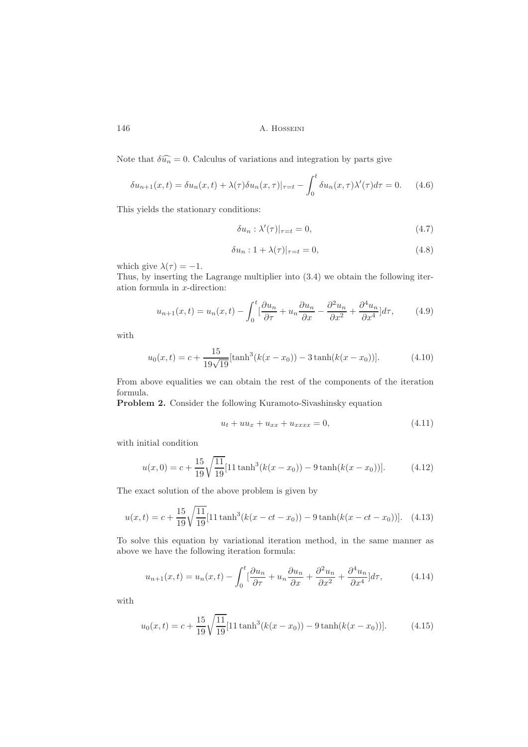Note that $\delta\widehat{u_n} = 0$. Calculus of variations and integration by parts give

$$\delta u_{n+1}(x,t) = \delta u_n(x,t) + \lambda(\tau)\delta u_n(x,\tau)|_{\tau=t} - \int_0^t \delta u_n(x,\tau)\lambda'(\tau)d\tau = 0. \tag{4.6}$$

This yields the stationary conditions:

$$\delta u_n : \lambda'(\tau)|_{\tau=t} = 0, \tag{4.7}$$

$$\delta u_n : 1 + \lambda(\tau)|_{\tau=t} = 0, \tag{4.8}$$

which give $\lambda(\tau) = -1$.

Thus, by inserting the Lagrange multiplier into (3.4) we obtain the following iteration formula in $x$-direction:

$$u_{n+1}(x,t) = u_n(x,t) - \int_0^t [\frac{\partial u_n}{\partial \tau} + u_n \frac{\partial u_n}{\partial x} - \frac{\partial^2 u_n}{\partial x^2} + \frac{\partial^4 u_n}{\partial x^4}]d\tau, \tag{4.9}$$

with

$$u_0(x,t) = c + \frac{15}{19\sqrt{19}}[\tanh^3(k(x-x_0)) - 3\tanh(k(x-x_0))]. \tag{4.10}$$

From above equalities we can obtain the rest of the components of the iteration formula.

**Problem 2.** Consider the following Kuramoto-Sivashinsky equation

$$u_t + uu_x + u_{xx} + u_{xxxx} = 0, \tag{4.11}$$

with initial condition

$$u(x,0) = c + \frac{15}{19}\sqrt{\frac{11}{19}}[11\tanh^3(k(x-x_0)) - 9\tanh(k(x-x_0))]. \tag{4.12}$$

The exact solution of the above problem is given by

$$u(x,t) = c + \frac{15}{19}\sqrt{\frac{11}{19}}[11\tanh^3(k(x-ct-x_0)) - 9\tanh(k(x-ct-x_0))]. \tag{4.13}$$

To solve this equation by variational iteration method, in the same manner as above we have the following iteration formula:

$$u_{n+1}(x,t) = u_n(x,t) - \int_0^t [\frac{\partial u_n}{\partial \tau} + u_n \frac{\partial u_n}{\partial x} + \frac{\partial^2 u_n}{\partial x^2} + \frac{\partial^4 u_n}{\partial x^4}]d\tau, \tag{4.14}$$

with

$$u_0(x,t) = c + \frac{15}{19}\sqrt{\frac{11}{19}}[11\tanh^3(k(x-x_0)) - 9\tanh(k(x-x_0))]. \tag{4.15}$$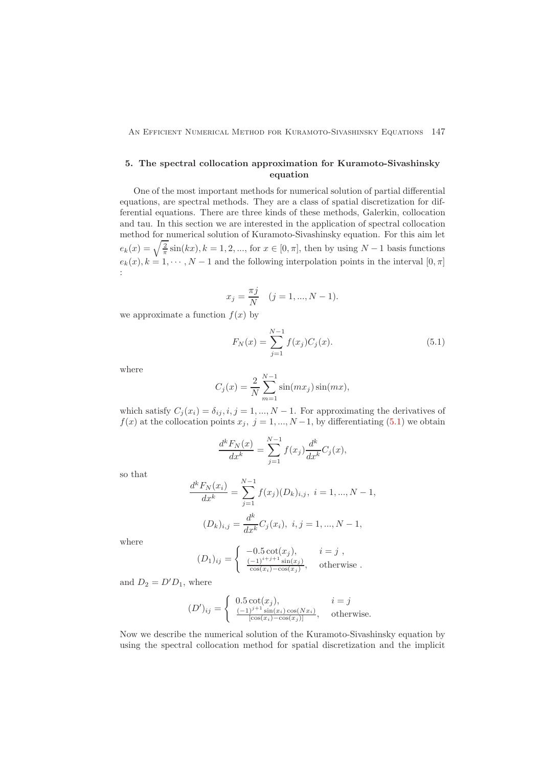## 5. The spectral collocation approximation for Kuramoto-Sivashinsky equation

One of the most important methods for numerical solution of partial differential equations, are spectral methods. They are a class of spatial discretization for differential equations. There are three kinds of these methods, Galerkin, collocation and tau. In this section we are interested in the application of spectral collocation method for numerical solution of Kuramoto-Sivashinsky equation. For this aim let $e_k(x) = \sqrt{\frac{2}{\pi}}\sin(kx), k = 1, 2, ...,$ for $x \in [0, \pi]$, then by using $N-1$ basis functions $e_k(x), k = 1, \cdots, N-1$ and the following interpolation points in the interval $[0, \pi]$ :

$$x_j = \frac{\pi j}{N} \quad (j = 1, ..., N-1).$$

we approximate a function $f(x)$ by

$$F_N(x) = \sum_{j=1}^{N-1} f(x_j) C_j(x). \tag{5.1}$$

where

$$C_j(x) = \frac{2}{N}\sum_{m=1}^{N-1} \sin(mx_j)\sin(mx),$$

which satisfy $C_j(x_i) = \delta_{ij}, i, j = 1, ..., N-1$. For approximating the derivatives of $f(x)$ at the collocation points $x_j,\ j = 1, ..., N-1$, by differentiating (5.1) we obtain

$$\frac{d^k F_N(x)}{dx^k} = \sum_{j=1}^{N-1} f(x_j)\frac{d^k}{dx^k}C_j(x),$$

so that

$$\frac{d^k F_N(x_i)}{dx^k} = \sum_{j=1}^{N-1} f(x_j)(D_k)_{i,j},\ i = 1, ..., N-1,$$

$$(D_k)_{i,j} = \frac{d^k}{dx^k}C_j(x_i),\ i, j = 1, ..., N-1,$$

where

$$(D_1)_{ij} = \begin{cases} -0.5\cot(x_j), & i = j\ , \\ \frac{(-1)^{i+j+1}\sin(x_j)}{\cos(x_i)-\cos(x_j)}, & \text{otherwise}\ . \end{cases}$$

and $D_2 = D' D_1$, where

$$(D')_{ij} = \begin{cases} 0.5\cot(x_j), & i = j \\ \frac{(-1)^{j+1}\sin(x_i)\cos(Nx_i)}{[\cos(x_i)-\cos(x_j)]}, & \text{otherwise.} \end{cases}$$

Now we describe the numerical solution of the Kuramoto-Sivashinsky equation by using the spectral collocation method for spatial discretization and the implicit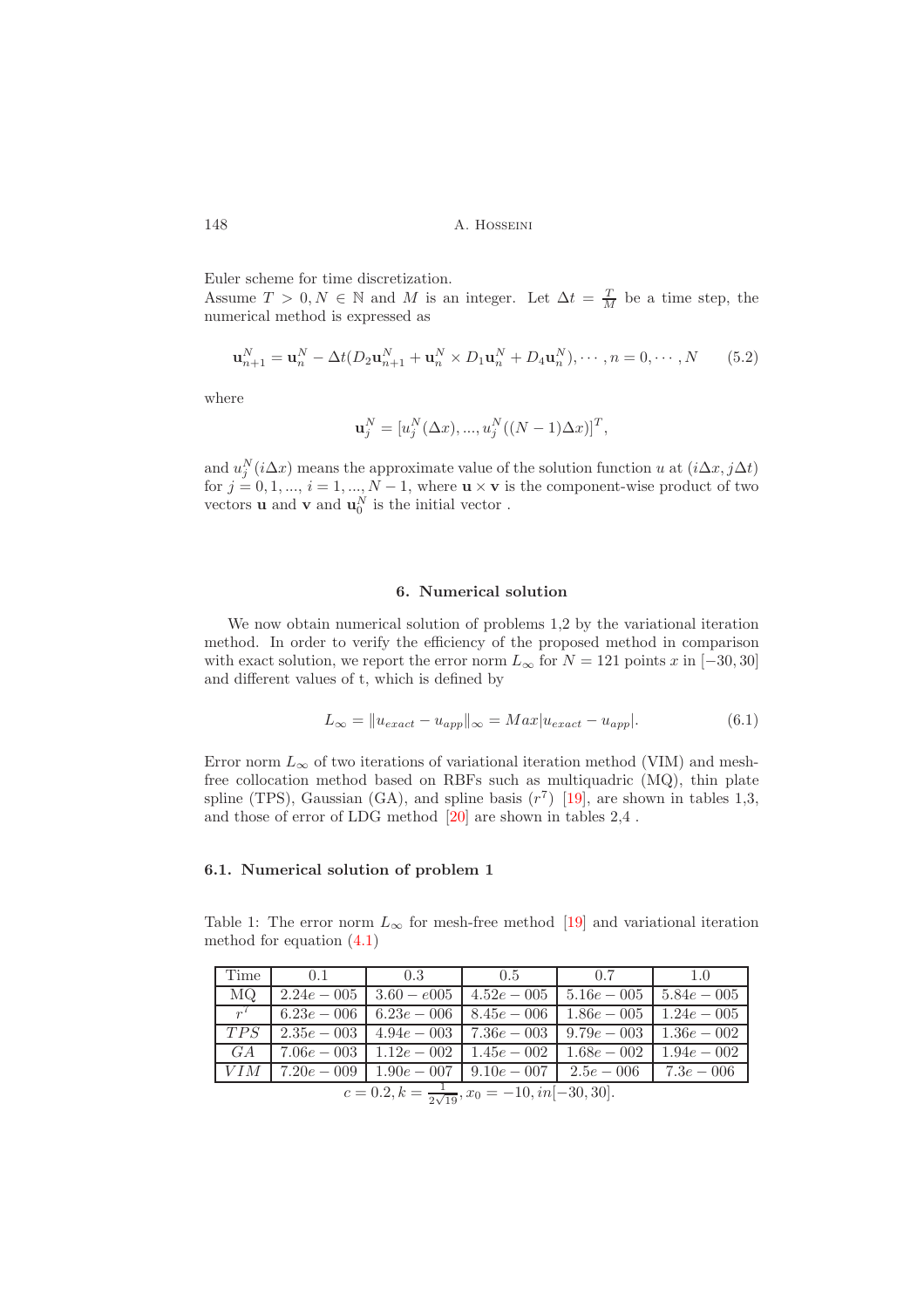Euler scheme for time discretization.
Assume $T > 0, N \in \mathbb{N}$ and $M$ is an integer. Let $\Delta t = \frac{T}{M}$ be a time step, the numerical method is expressed as

$$\mathbf{u}_{n+1}^N = \mathbf{u}_n^N - \Delta t(D_2\mathbf{u}_{n+1}^N + \mathbf{u}_n^N \times D_1\mathbf{u}_n^N + D_4\mathbf{u}_n^N), \cdots, n = 0, \cdots, N \tag{5.2}$$

where

$$\mathbf{u}_j^N = [u_j^N(\Delta x), ..., u_j^N((N-1)\Delta x)]^T,$$

and $u_j^N(i\Delta x)$ means the approximate value of the solution function $u$ at $(i\Delta x, j\Delta t)$ for $j = 0, 1, ..., i = 1, ..., N-1$, where $\mathbf{u} \times \mathbf{v}$ is the component-wise product of two vectors $\mathbf{u}$ and $\mathbf{v}$ and $\mathbf{u}_0^N$ is the initial vector .

## 6. Numerical solution

We now obtain numerical solution of problems 1,2 by the variational iteration method. In order to verify the efficiency of the proposed method in comparison with exact solution, we report the error norm $L_\infty$ for $N = 121$ points $x$ in $[-30, 30]$ and different values of t, which is defined by

$$L_\infty = \|u_{exact} - u_{app}\|_\infty = Max|u_{exact} - u_{app}|. \tag{6.1}$$

Error norm $L_\infty$ of two iterations of variational iteration method (VIM) and mesh-free collocation method based on RBFs such as multiquadric (MQ), thin plate spline (TPS), Gaussian (GA), and spline basis ($r^7$) [19], are shown in tables 1,3, and those of error of LDG method [20] are shown in tables 2,4 .

### 6.1. Numerical solution of problem 1

Table 1: The error norm $L_\infty$ for mesh-free method [19] and variational iteration method for equation (4.1)

| Time | 0.1 | 0.3 | 0.5 | 0.7 | 1.0 |
|---|---|---|---|---|---|
| MQ | $2.24e-005$ | $3.60-e005$ | $4.52e-005$ | $5.16e-005$ | $5.84e-005$ |
| $r^7$ | $6.23e-006$ | $6.23e-006$ | $8.45e-006$ | $1.86e-005$ | $1.24e-005$ |
| $TPS$ | $2.35e-003$ | $4.94e-003$ | $7.36e-003$ | $9.79e-003$ | $1.36e-002$ |
| $GA$ | $7.06e-003$ | $1.12e-002$ | $1.45e-002$ | $1.68e-002$ | $1.94e-002$ |
| $VIM$ | $7.20e-009$ | $1.90e-007$ | $9.10e-007$ | $2.5e-006$ | $7.3e-006$ |

$c = 0.2, k = \frac{1}{2\sqrt{19}}, x_0 = -10, in[-30, 30].$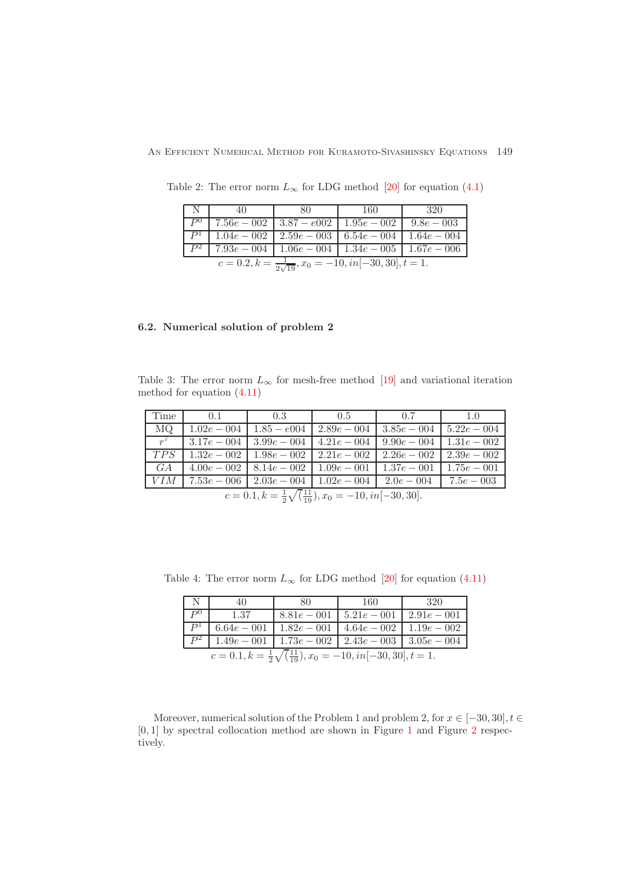Table 2: The error norm $L_\infty$ for LDG method [20] for equation (4.1)

| N | 40 | 80 | 160 | 320 |
|---|---|---|---|---|
| $P^0$ | $7.56e-002$ | $3.87-e002$ | $1.95e-002$ | $9.8e-003$ |
| $P^1$ | $1.04e-002$ | $2.59e-003$ | $6.54e-004$ | $1.64e-004$ |
| $P^2$ | $7.93e-004$ | $1.06e-004$ | $1.34e-005$ | $1.67e-006$ |

$c = 0.2, k = \frac{1}{2\sqrt{19}}, x_0 = -10, in[-30, 30], t = 1.$

### 6.2. Numerical solution of problem 2

Table 3: The error norm $L_\infty$ for mesh-free method [19] and variational iteration method for equation (4.11)

| Time | 0.1 | 0.3 | 0.5 | 0.7 | 1.0 |
|---|---|---|---|---|---|
| MQ | $1.02e-004$ | $1.85-e004$ | $2.89e-004$ | $3.85e-004$ | $5.22e-004$ |
| $r^7$ | $3.17e-004$ | $3.99e-004$ | $4.21e-004$ | $9.90e-004$ | $1.31e-002$ |
| $TPS$ | $1.32e-002$ | $1.98e-002$ | $2.21e-002$ | $2.26e-002$ | $2.39e-002$ |
| $GA$ | $4.00e-002$ | $8.14e-002$ | $1.09e-001$ | $1.37e-001$ | $1.75e-001$ |
| $VIM$ | $7.53e-006$ | $2.03e-004$ | $1.02e-004$ | $2.0e-004$ | $7.5e-003$ |

$c = 0.1, k = \frac{1}{2}\sqrt{(\frac{11}{19})}, x_0 = -10, in[-30, 30].$

Table 4: The error norm $L_\infty$ for LDG method [20] for equation (4.11)

| N | 40 | 80 | 160 | 320 |
|---|---|---|---|---|
| $P^0$ | 1.37 | $8.81e-001$ | $5.21e-001$ | $2.91e-001$ |
| $P^1$ | $6.64e-001$ | $1.82e-001$ | $4.64e-002$ | $1.19e-002$ |
| $P^2$ | $1.49e-001$ | $1.73e-002$ | $2.43e-003$ | $3.05e-004$ |

$c = 0.1, k = \frac{1}{2}\sqrt{(\frac{11}{19})}, x_0 = -10, in[-30, 30], t = 1.$

Moreover, numerical solution of the Problem 1 and problem 2, for $x \in [-30, 30], t \in [0, 1]$ by spectral collocation method are shown in Figure 1 and Figure 2 respectively.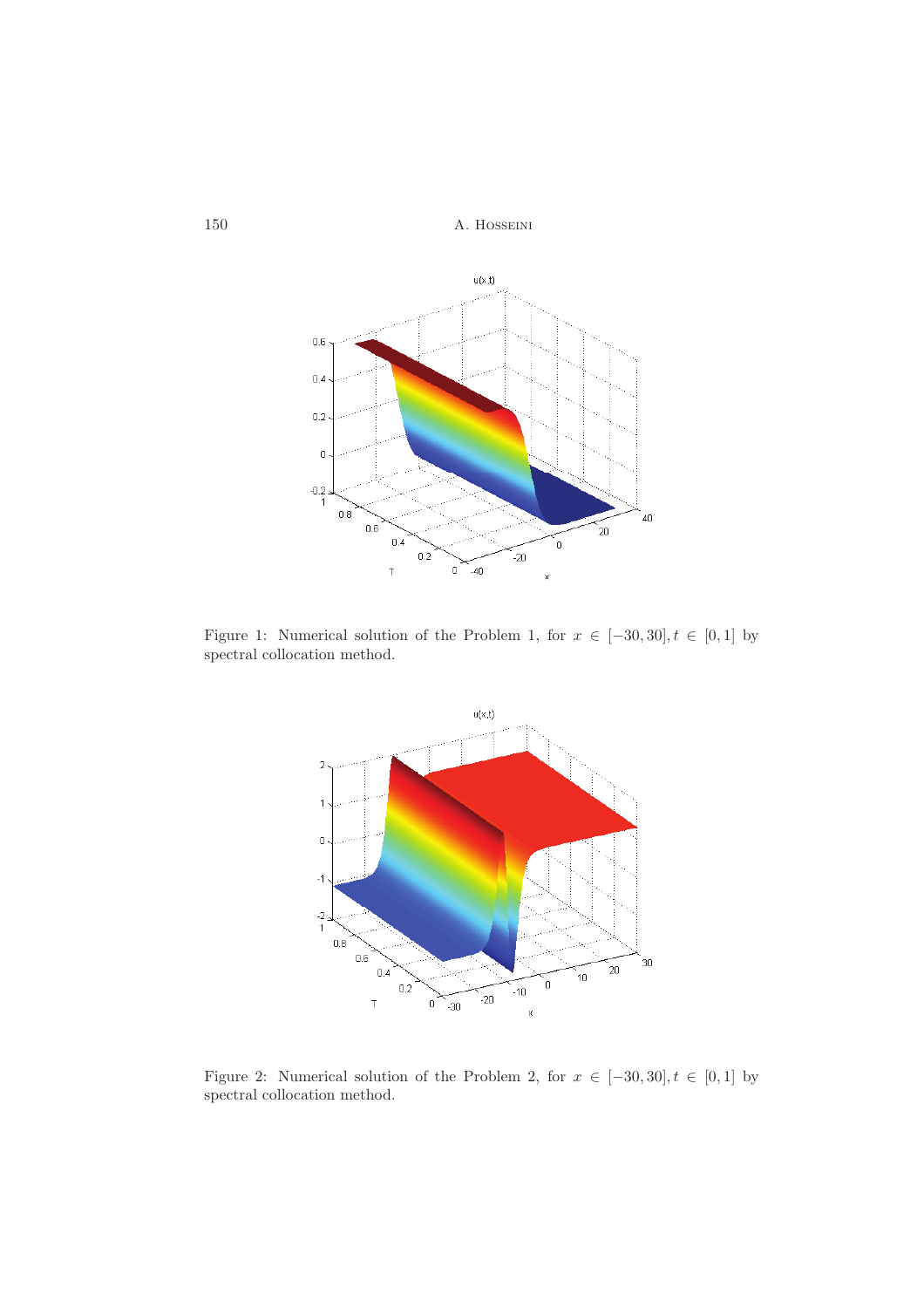Figure 1: Numerical solution of the Problem 1, for $x \in [-30, 30], t \in [0, 1]$ by spectral collocation method.

Figure 2: Numerical solution of the Problem 2, for $x \in [-30, 30], t \in [0, 1]$ by spectral collocation method.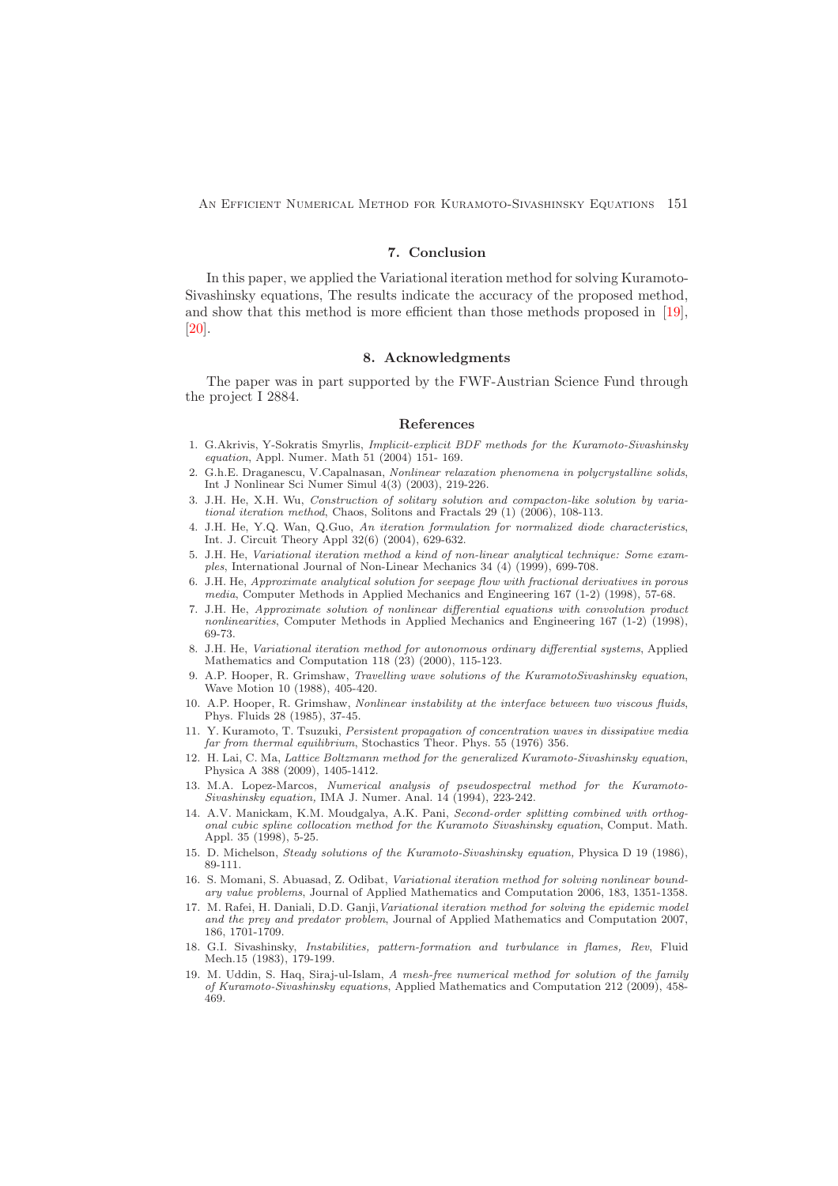## 7. Conclusion

In this paper, we applied the Variational iteration method for solving Kuramoto-Sivashinsky equations, The results indicate the accuracy of the proposed method, and show that this method is more efficient than those methods proposed in [19], [20].

## 8. Acknowledgments

The paper was in part supported by the FWF-Austrian Science Fund through the project I 2884.

## References

1. G.Akrivis, Y-Sokratis Smyrlis, *Implicit-explicit BDF methods for the Kuramoto-Sivashinsky equation*, Appl. Numer. Math 51 (2004) 151- 169.
2. G.h.E. Draganescu, V.Capalnasan, *Nonlinear relaxation phenomena in polycrystalline solids*, Int J Nonlinear Sci Numer Simul 4(3) (2003), 219-226.
3. J.H. He, X.H. Wu, *Construction of solitary solution and compacton-like solution by variational iteration method*, Chaos, Solitons and Fractals 29 (1) (2006), 108-113.
4. J.H. He, Y.Q. Wan, Q.Guo, *An iteration formulation for normalized diode characteristics*, Int. J. Circuit Theory Appl 32(6) (2004), 629-632.
5. J.H. He, *Variational iteration method a kind of non-linear analytical technique: Some examples*, International Journal of Non-Linear Mechanics 34 (4) (1999), 699-708.
6. J.H. He, *Approximate analytical solution for seepage flow with fractional derivatives in porous media*, Computer Methods in Applied Mechanics and Engineering 167 (1-2) (1998), 57-68.
7. J.H. He, *Approximate solution of nonlinear differential equations with convolution product nonlinearities*, Computer Methods in Applied Mechanics and Engineering 167 (1-2) (1998), 69-73.
8. J.H. He, *Variational iteration method for autonomous ordinary differential systems*, Applied Mathematics and Computation 118 (23) (2000), 115-123.
9. A.P. Hooper, R. Grimshaw, *Travelling wave solutions of the KuramotoSivashinsky equation*, Wave Motion 10 (1988), 405-420.
10. A.P. Hooper, R. Grimshaw, *Nonlinear instability at the interface between two viscous fluids*, Phys. Fluids 28 (1985), 37-45.
11. Y. Kuramoto, T. Tsuzuki, *Persistent propagation of concentration waves in dissipative media far from thermal equilibrium*, Stochastics Theor. Phys. 55 (1976) 356.
12. H. Lai, C. Ma, *Lattice Boltzmann method for the generalized Kuramoto-Sivashinsky equation*, Physica A 388 (2009), 1405-1412.
13. M.A. Lopez-Marcos, *Numerical analysis of pseudospectral method for the Kuramoto-Sivashinsky equation,* IMA J. Numer. Anal. 14 (1994), 223-242.
14. A.V. Manickam, K.M. Moudgalya, A.K. Pani, *Second-order splitting combined with orthogonal cubic spline collocation method for the Kuramoto Sivashinsky equation*, Comput. Math. Appl. 35 (1998), 5-25.
15. D. Michelson, *Steady solutions of the Kuramoto-Sivashinsky equation,* Physica D 19 (1986), 89-111.
16. S. Momani, S. Abuasad, Z. Odibat, *Variational iteration method for solving nonlinear boundary value problems*, Journal of Applied Mathematics and Computation 2006, 183, 1351-1358.
17. M. Rafei, H. Daniali, D.D. Ganji, *Variational iteration method for solving the epidemic model and the prey and predator problem*, Journal of Applied Mathematics and Computation 2007, 186, 1701-1709.
18. G.I. Sivashinsky, *Instabilities, pattern-formation and turbulance in flames, Rev*, Fluid Mech.15 (1983), 179-199.
19. M. Uddin, S. Haq, Siraj-ul-Islam, *A mesh-free numerical method for solution of the family of Kuramoto-Sivashinsky equations*, Applied Mathematics and Computation 212 (2009), 458-469.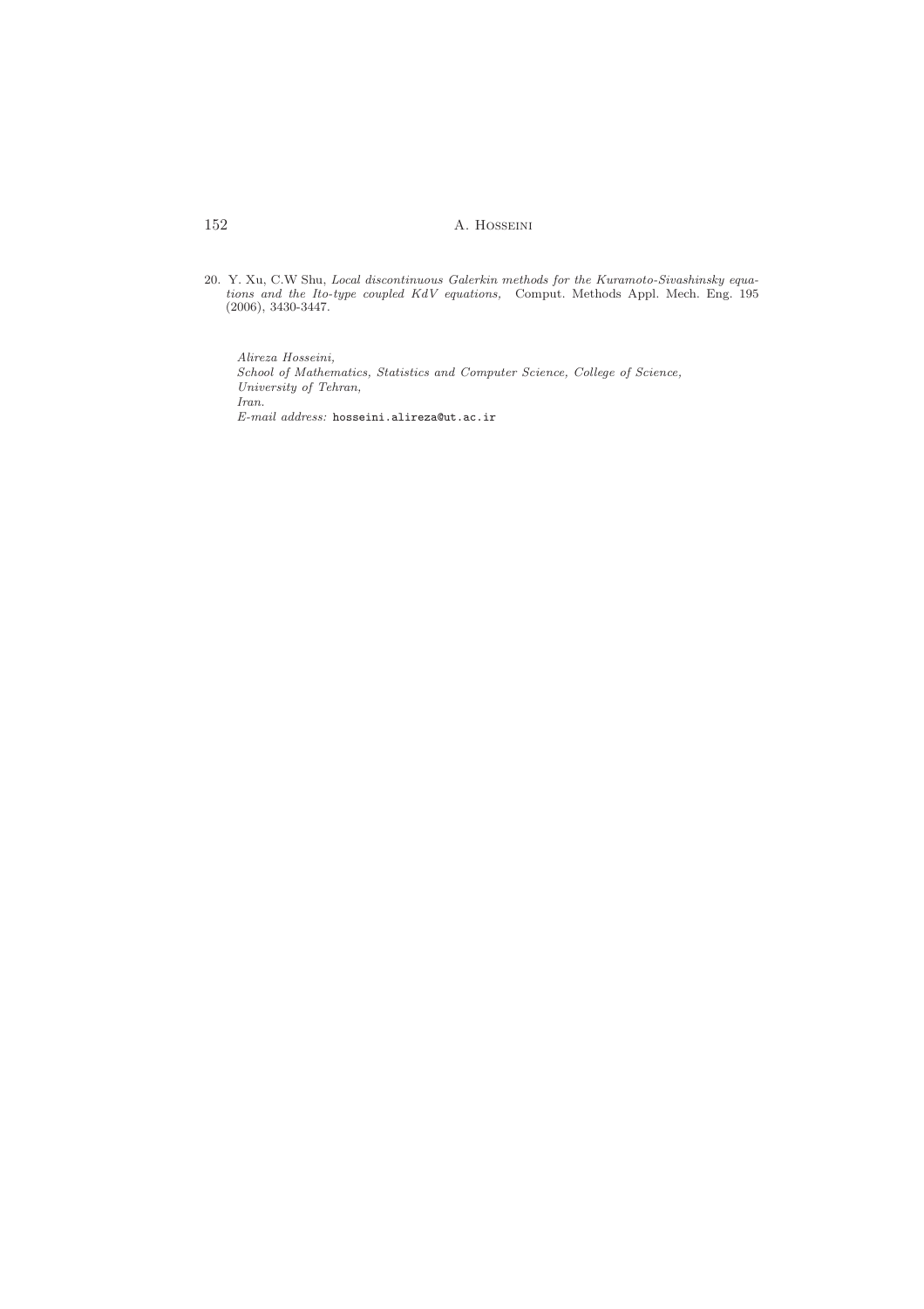20. Y. Xu, C.W Shu, *Local discontinuous Galerkin methods for the Kuramoto-Sivashinsky equations and the Ito-type coupled KdV equations,* Comput. Methods Appl. Mech. Eng. 195 (2006), 3430-3447.

*Alireza Hosseini,*
*School of Mathematics, Statistics and Computer Science, College of Science,*
*University of Tehran,*
*Iran.*
*E-mail address:* `hosseini.alireza@ut.ac.ir`